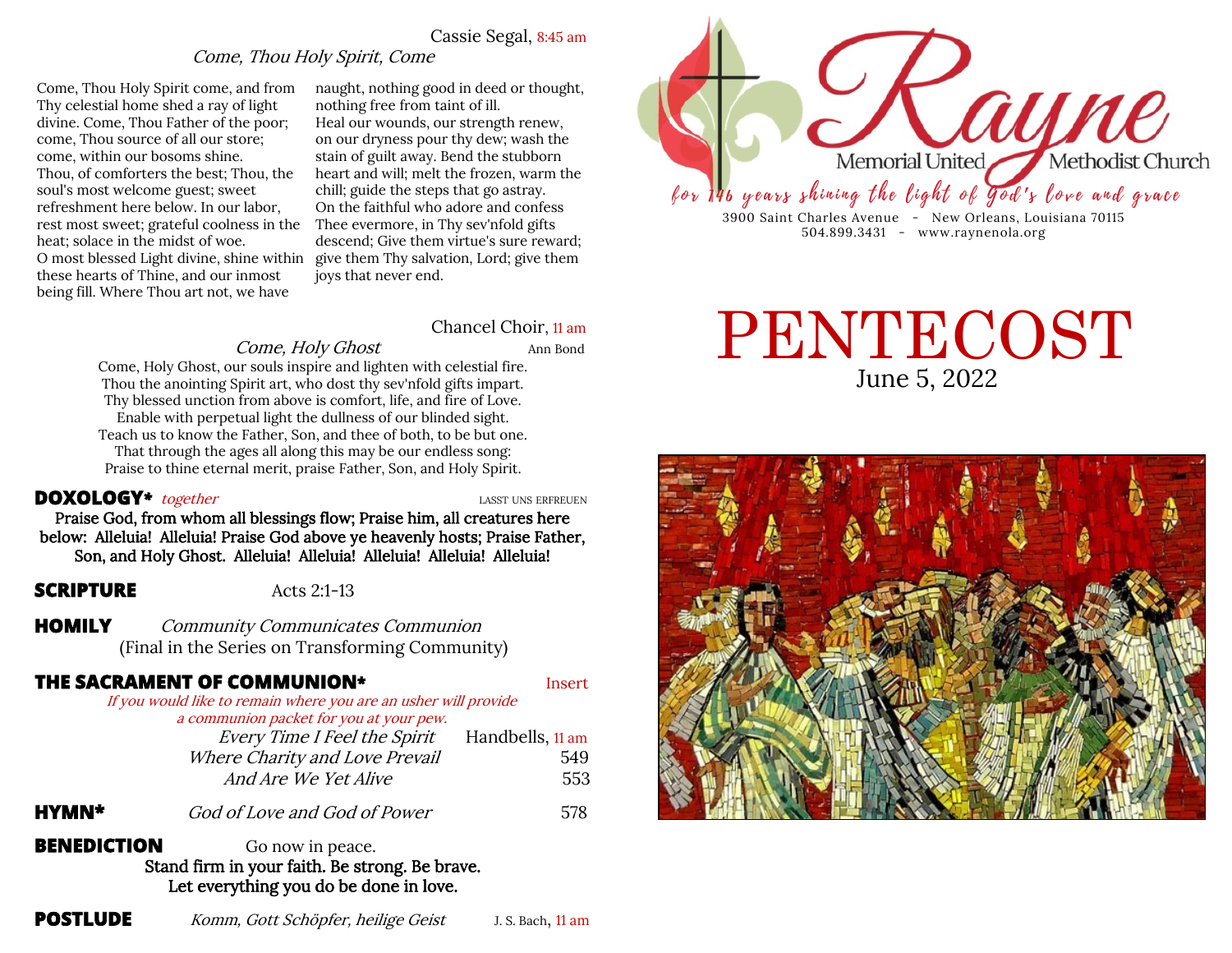Cassie Segal, 8:45 am

*Come, Thou Holy Spirit, Come*

Come, Thou Holy Spirit come, and from Thy celestial home shed a ray of light divine. Come, Thou Father of the poor; come, Thou source of all our store; come, within our bosoms shine.
Thou, of comforters the best; Thou, the soul's most welcome guest; sweet refreshment here below. In our labor, rest most sweet; grateful coolness in the heat; solace in the midst of woe.
O most blessed Light divine, shine within these hearts of Thine, and our inmost being fill. Where Thou art not, we have naught, nothing good in deed or thought, nothing free from taint of ill.
Heal our wounds, our strength renew, on our dryness pour thy dew; wash the stain of guilt away. Bend the stubborn heart and will; melt the frozen, warm the chill; guide the steps that go astray.
On the faithful who adore and confess Thee evermore, in Thy sev'nfold gifts descend; Give them virtue's sure reward; give them Thy salvation, Lord; give them joys that never end.

Chancel Choir, 11 am

*Come, Holy Ghost* — Ann Bond

Come, Holy Ghost, our souls inspire and lighten with celestial fire.
Thou the anointing Spirit art, who dost thy sev'nfold gifts impart.
Thy blessed unction from above is comfort, life, and fire of Love.
Enable with perpetual light the dullness of our blinded sight.
Teach us to know the Father, Son, and thee of both, to be but one.
That through the ages all along this may be our endless song:
Praise to thine eternal merit, praise Father, Son, and Holy Spirit.

**DOXOLOGY*** *together* — LASST UNS ERFREUEN

**Praise God, from whom all blessings flow; Praise him, all creatures here below: Alleluia! Alleluia! Praise God above ye heavenly hosts; Praise Father, Son, and Holy Ghost. Alleluia! Alleluia! Alleluia! Alleluia! Alleluia!**

**SCRIPTURE** — Acts 2:1-13

**HOMILY** — *Community Communicates Communion*
(Final in the Series on Transforming Community)

**THE SACRAMENT OF COMMUNION*** — Insert

*If you would like to remain where you are an usher will provide a communion packet for you at your pew.*

*Every Time I Feel the Spirit* — Handbells, 11 am
*Where Charity and Love Prevail* — 549
*And Are We Yet Alive* — 553

**HYMN*** — *God of Love and God of Power* — 578

**BENEDICTION** — Go now in peace.
**Stand firm in your faith. Be strong. Be brave.**
**Let everything you do be done in love.**

**POSTLUDE** — *Komm, Gott Schöpfer, heilige Geist* — J. S. Bach, 11 am

Rayne Memorial United Methodist Church

*for 146 years shining the light of God's love and grace*

3900 Saint Charles Avenue - New Orleans, Louisiana 70115
504.899.3431 - www.raynenola.org

# PENTECOST

June 5, 2022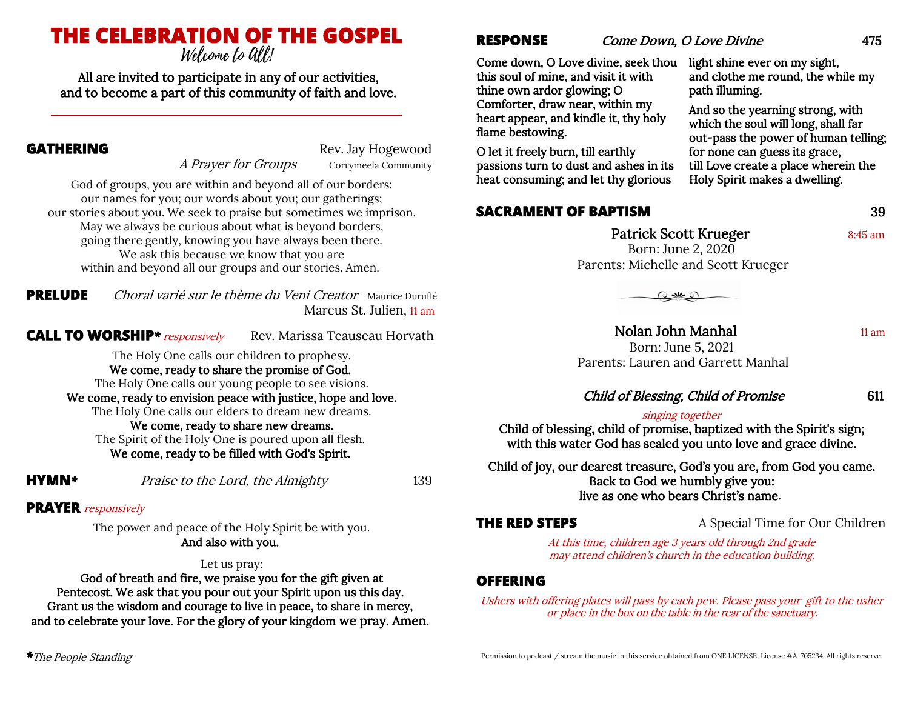# THE CELEBRATION OF THE GOSPEL

*Welcome to All!*

All are invited to participate in any of our activities, and to become a part of this community of faith and love.

---

## GATHERING

Rev. Jay Hogewood

*A Prayer for Groups* — Corrymeela Community

God of groups, you are within and beyond all of our borders:
our names for you; our words about you; our gatherings;
our stories about you. We seek to praise but sometimes we imprison.
May we always be curious about what is beyond borders,
going there gently, knowing you have always been there.
We ask this because we know that you are
within and beyond all our groups and our stories. Amen.

## PRELUDE

*Choral varié sur le thème du Veni Creator* — Maurice Duruflé
Marcus St. Julien, 11 am

## CALL TO WORSHIP* *responsively*

Rev. Marissa Teauseau Horvath

The Holy One calls our children to prophesy.
**We come, ready to share the promise of God.**
The Holy One calls our young people to see visions.
**We come, ready to envision peace with justice, hope and love.**
The Holy One calls our elders to dream new dreams.
**We come, ready to share new dreams.**
The Spirit of the Holy One is poured upon all flesh.
**We come, ready to be filled with God's Spirit.**

## HYMN*

*Praise to the Lord, the Almighty* — 139

## PRAYER *responsively*

The power and peace of the Holy Spirit be with you.
**And also with you.**

Let us pray:
**God of breath and fire, we praise you for the gift given at Pentecost. We ask that you pour out your Spirit upon us this day. Grant us the wisdom and courage to live in peace, to share in mercy, and to celebrate your love. For the glory of your kingdom we pray. Amen.**

*\*The People Standing*

## RESPONSE

*Come Down, O Love Divine* — 475

**Come down, O Love divine, seek thou this soul of mine, and visit it with thine own ardor glowing; O Comforter, draw near, within my heart appear, and kindle it, thy holy flame bestowing.**

**O let it freely burn, till earthly passions turn to dust and ashes in its heat consuming; and let thy glorious light shine ever on my sight, and clothe me round, the while my path illuming.**

**And so the yearning strong, with which the soul will long, shall far out-pass the power of human telling; for none can guess its grace, till Love create a place wherein the Holy Spirit makes a dwelling.**

## SACRAMENT OF BAPTISM

39

**Patrick Scott Krueger** — 8:45 am
Born: June 2, 2020
Parents: Michelle and Scott Krueger

**Nolan John Manhal** — 11 am
Born: June 5, 2021
Parents: Lauren and Garrett Manhal

*Child of Blessing, Child of Promise* — 611

*singing together*

**Child of blessing, child of promise, baptized with the Spirit's sign;
with this water God has sealed you unto love and grace divine.**

**Child of joy, our dearest treasure, God's you are, from God you came.
Back to God we humbly give you:
live as one who bears Christ's name.**

## THE RED STEPS

A Special Time for Our Children

*At this time, children age 3 years old through 2nd grade may attend children's church in the education building.*

## OFFERING

*Ushers with offering plates will pass by each pew. Please pass your gift to the usher or place in the box on the table in the rear of the sanctuary.*

Permission to podcast / stream the music in this service obtained from ONE LICENSE, License #A-705234. All rights reserve.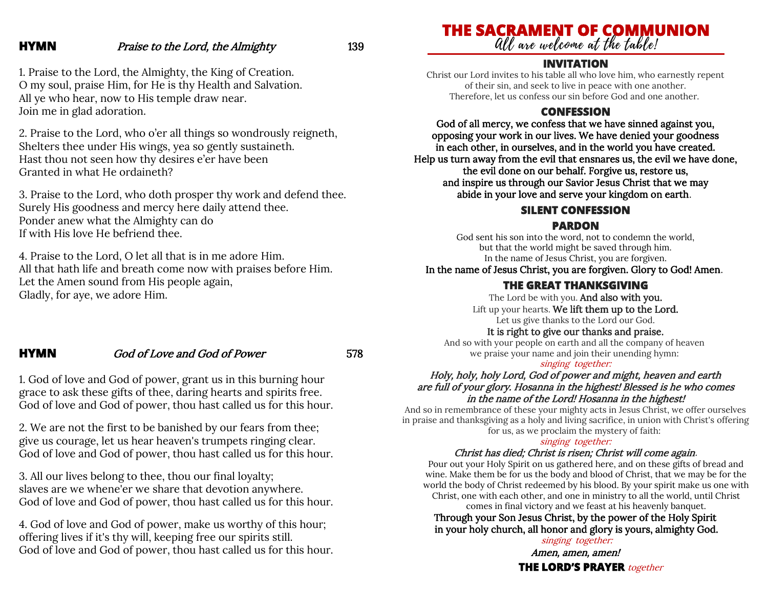## HYMN *Praise to the Lord, the Almighty* 139

1. Praise to the Lord, the Almighty, the King of Creation.
O my soul, praise Him, for He is thy Health and Salvation.
All ye who hear, now to His temple draw near.
Join me in glad adoration.

2. Praise to the Lord, who o'er all things so wondrously reigneth,
Shelters thee under His wings, yea so gently sustaineth.
Hast thou not seen how thy desires e'er have been
Granted in what He ordaineth?

3. Praise to the Lord, who doth prosper thy work and defend thee.
Surely His goodness and mercy here daily attend thee.
Ponder anew what the Almighty can do
If with His love He befriend thee.

4. Praise to the Lord, O let all that is in me adore Him.
All that hath life and breath come now with praises before Him.
Let the Amen sound from His people again,
Gladly, for aye, we adore Him.

## HYMN *God of Love and God of Power* 578

1. God of love and God of power, grant us in this burning hour
grace to ask these gifts of thee, daring hearts and spirits free.
God of love and God of power, thou hast called us for this hour.

2. We are not the first to be banished by our fears from thee;
give us courage, let us hear heaven's trumpets ringing clear.
God of love and God of power, thou hast called us for this hour.

3. All our lives belong to thee, thou our final loyalty;
slaves are we whene'er we share that devotion anywhere.
God of love and God of power, thou hast called us for this hour.

4. God of love and God of power, make us worthy of this hour;
offering lives if it's thy will, keeping free our spirits still.
God of love and God of power, thou hast called us for this hour.

# THE SACRAMENT OF COMMUNION

*All are welcome at the table!*

### INVITATION

Christ our Lord invites to his table all who love him, who earnestly repent of their sin, and seek to live in peace with one another.
Therefore, let us confess our sin before God and one another.

### CONFESSION

**God of all mercy, we confess that we have sinned against you, opposing your work in our lives. We have denied your goodness in each other, in ourselves, and in the world you have created. Help us turn away from the evil that ensnares us, the evil we have done, the evil done on our behalf. Forgive us, restore us, and inspire us through our Savior Jesus Christ that we may abide in your love and serve your kingdom on earth**.

### SILENT CONFESSION

### PARDON

God sent his son into the word, not to condemn the world,
but that the world might be saved through him.
In the name of Jesus Christ, you are forgiven.
**In the name of Jesus Christ, you are forgiven. Glory to God! Amen**.

### THE GREAT THANKSGIVING

The Lord be with you. **And also with you.**
Lift up your hearts. **We lift them up to the Lord.**
Let us give thanks to the Lord our God.
**It is right to give our thanks and praise.**
And so with your people on earth and all the company of heaven
we praise your name and join their unending hymn:

*singing together:*

***Holy, holy, holy Lord, God of power and might, heaven and earth are full of your glory. Hosanna in the highest! Blessed is he who comes in the name of the Lord! Hosanna in the highest!***

And so in remembrance of these your mighty acts in Jesus Christ, we offer ourselves in praise and thanksgiving as a holy and living sacrifice, in union with Christ's offering for us, as we proclaim the mystery of faith:

*singing together:*

***Christ has died; Christ is risen; Christ will come again.***

Pour out your Holy Spirit on us gathered here, and on these gifts of bread and wine. Make them be for us the body and blood of Christ, that we may be for the world the body of Christ redeemed by his blood. By your spirit make us one with Christ, one with each other, and one in ministry to all the world, until Christ comes in final victory and we feast at his heavenly banquet.

**Through your Son Jesus Christ, by the power of the Holy Spirit in your holy church, all honor and glory is yours, almighty God.**

*singing together:*

***Amen, amen, amen!***

**THE LORD'S PRAYER** *together*